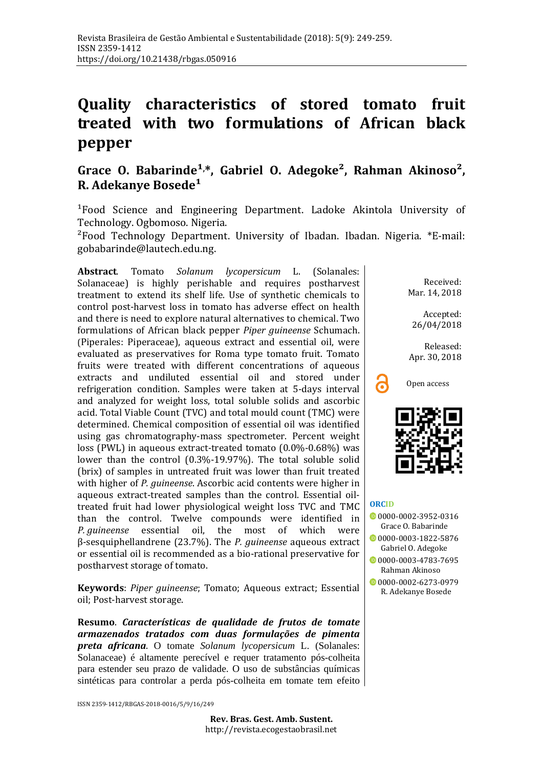Revista Brasileira de Gestão Ambiental e Sustentabilidade (2018): 5(9): 249-259.
ISSN 2359-1412
https://doi.org/10.21438/rbgas.050916

# Quality characteristics of stored tomato fruit treated with two formulations of African black pepper

**Grace O. Babarinde[1,*], Gabriel O. Adegoke[2], Rahman Akinoso[2], R. Adekanye Bosede[1]**

[1]Food Science and Engineering Department. Ladoke Akintola University of Technology. Ogbomoso. Nigeria.
[2]Food Technology Department. University of Ibadan. Ibadan. Nigeria. *E-mail: gobabarinde@lautech.edu.ng.

**Abstract**. Tomato *Solanum lycopersicum* L. (Solanales: Solanaceae) is highly perishable and requires postharvest treatment to extend its shelf life. Use of synthetic chemicals to control post-harvest loss in tomato has adverse effect on health and there is need to explore natural alternatives to chemical. Two formulations of African black pepper *Piper guineense* Schumach. (Piperales: Piperaceae), aqueous extract and essential oil, were evaluated as preservatives for Roma type tomato fruit. Tomato fruits were treated with different concentrations of aqueous extracts and undiluted essential oil and stored under refrigeration condition. Samples were taken at 5-days interval and analyzed for weight loss, total soluble solids and ascorbic acid. Total Viable Count (TVC) and total mould count (TMC) were determined. Chemical composition of essential oil was identified using gas chromatography-mass spectrometer. Percent weight loss (PWL) in aqueous extract-treated tomato (0.0%-0.68%) was lower than the control (0.3%-19.97%). The total soluble solid (brix) of samples in untreated fruit was lower than fruit treated with higher of *P. guineense*. Ascorbic acid contents were higher in aqueous extract-treated samples than the control. Essential oil-treated fruit had lower physiological weight loss TVC and TMC than the control. Twelve compounds were identified in *P. guineense* essential oil, the most of which were β-sesquiphellandrene (23.7%). The *P. guineense* aqueous extract or essential oil is recommended as a bio-rational preservative for postharvest storage of tomato.

**Keywords**: *Piper guineense*; Tomato; Aqueous extract; Essential oil; Post-harvest storage.

**Resumo**. ***Características de qualidade de frutos de tomate armazenados tratados com duas formulações de pimenta preta africana***. O tomate *Solanum lycopersicum* L. (Solanales: Solanaceae) é altamente perecível e requer tratamento pós-colheita para estender seu prazo de validade. O uso de substâncias químicas sintéticas para controlar a perda pós-colheita em tomate tem efeito

Received: Mar. 14, 2018

Accepted: 26/04/2018

Released: Apr. 30, 2018

Open access

**ORCID**

0000-0002-3952-0316 Grace O. Babarinde

0000-0003-1822-5876 Gabriel O. Adegoke

0000-0003-4783-7695 Rahman Akinoso

0000-0002-6273-0979 R. Adekanye Bosede

ISSN 2359-1412/RBGAS-2018-0016/5/9/16/249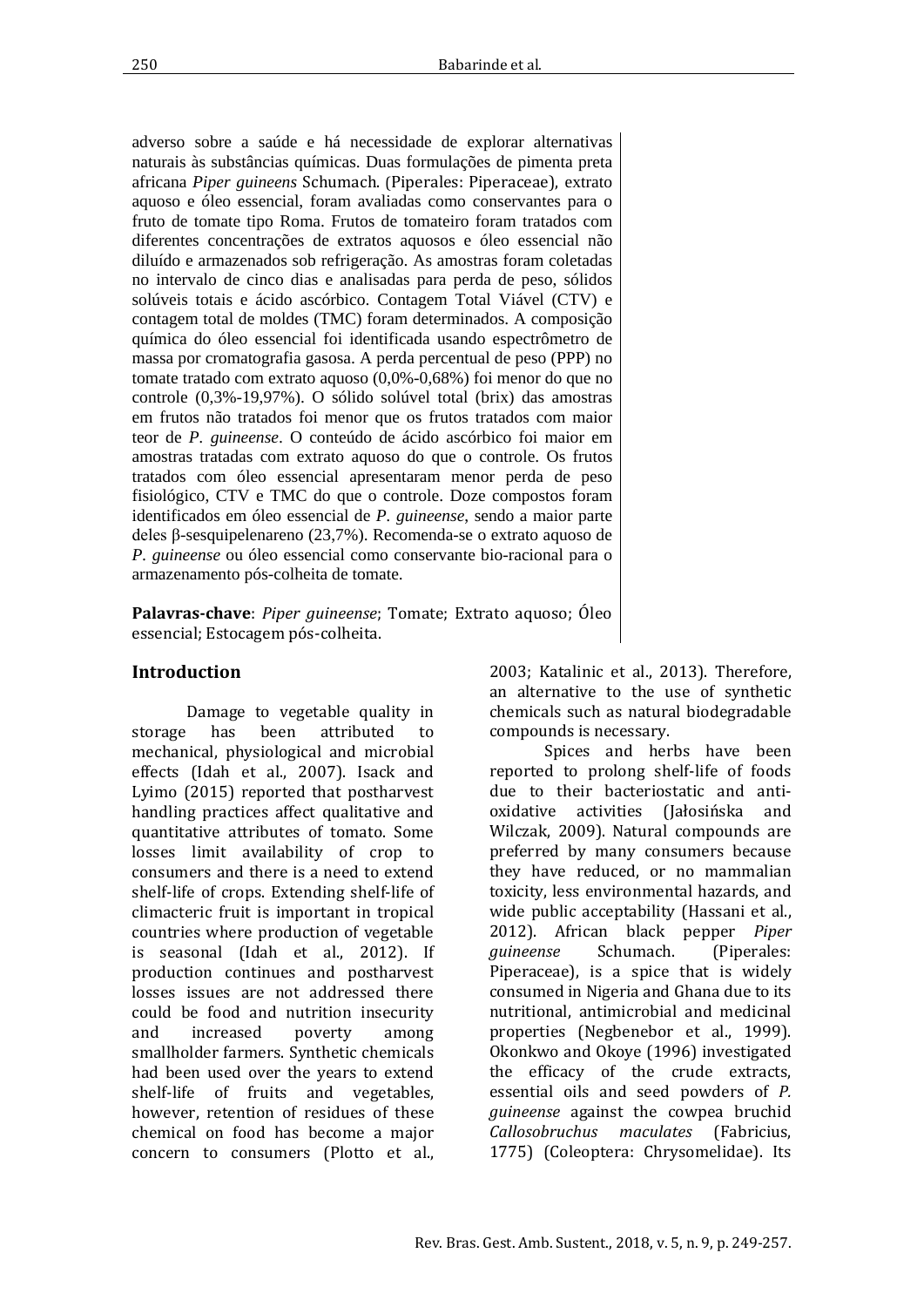adverso sobre a saúde e há necessidade de explorar alternativas naturais às substâncias químicas. Duas formulações de pimenta preta africana *Piper guineens* Schumach. (Piperales: Piperaceae), extrato aquoso e óleo essencial, foram avaliadas como conservantes para o fruto de tomate tipo Roma. Frutos de tomateiro foram tratados com diferentes concentrações de extratos aquosos e óleo essencial não diluído e armazenados sob refrigeração. As amostras foram coletadas no intervalo de cinco dias e analisadas para perda de peso, sólidos solúveis totais e ácido ascórbico. Contagem Total Viável (CTV) e contagem total de moldes (TMC) foram determinados. A composição química do óleo essencial foi identificada usando espectrômetro de massa por cromatografia gasosa. A perda percentual de peso (PPP) no tomate tratado com extrato aquoso (0,0%-0,68%) foi menor do que no controle (0,3%-19,97%). O sólido solúvel total (brix) das amostras em frutos não tratados foi menor que os frutos tratados com maior teor de *P. guineense*. O conteúdo de ácido ascórbico foi maior em amostras tratadas com extrato aquoso do que o controle. Os frutos tratados com óleo essencial apresentaram menor perda de peso fisiológico, CTV e TMC do que o controle. Doze compostos foram identificados em óleo essencial de *P. guineense*, sendo a maior parte deles β-sesquipelenareno (23,7%). Recomenda-se o extrato aquoso de *P. guineense* ou óleo essencial como conservante bio-racional para o armazenamento pós-colheita de tomate.

**Palavras-chave**: *Piper guineense*; Tomate; Extrato aquoso; Óleo essencial; Estocagem pós-colheita.

## Introduction

Damage to vegetable quality in storage has been attributed to mechanical, physiological and microbial effects (Idah et al., 2007). Isack and Lyimo (2015) reported that postharvest handling practices affect qualitative and quantitative attributes of tomato. Some losses limit availability of crop to consumers and there is a need to extend shelf-life of crops. Extending shelf-life of climacteric fruit is important in tropical countries where production of vegetable is seasonal (Idah et al., 2012). If production continues and postharvest losses issues are not addressed there could be food and nutrition insecurity and increased poverty among smallholder farmers. Synthetic chemicals had been used over the years to extend shelf-life of fruits and vegetables, however, retention of residues of these chemical on food has become a major concern to consumers (Plotto et al., 2003; Katalinic et al., 2013). Therefore, an alternative to the use of synthetic chemicals such as natural biodegradable compounds is necessary.

Spices and herbs have been reported to prolong shelf-life of foods due to their bacteriostatic and anti-oxidative activities (Jałosińska and Wilczak, 2009). Natural compounds are preferred by many consumers because they have reduced, or no mammalian toxicity, less environmental hazards, and wide public acceptability (Hassani et al., 2012). African black pepper *Piper guineense* Schumach. (Piperales: Piperaceae), is a spice that is widely consumed in Nigeria and Ghana due to its nutritional, antimicrobial and medicinal properties (Negbenebor et al., 1999). Okonkwo and Okoye (1996) investigated the efficacy of the crude extracts, essential oils and seed powders of *P. guineense* against the cowpea bruchid *Callosobruchus maculates* (Fabricius, 1775) (Coleoptera: Chrysomelidae). Its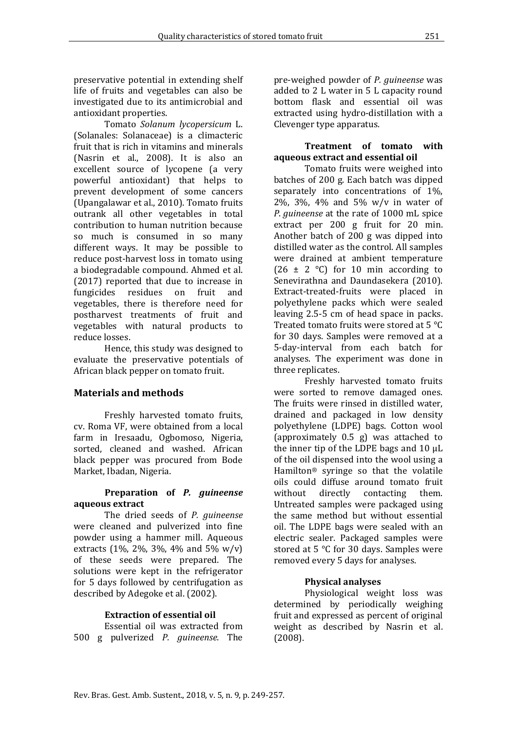preservative potential in extending shelf life of fruits and vegetables can also be investigated due to its antimicrobial and antioxidant properties.

Tomato *Solanum lycopersicum* L. (Solanales: Solanaceae) is a climacteric fruit that is rich in vitamins and minerals (Nasrin et al., 2008). It is also an excellent source of lycopene (a very powerful antioxidant) that helps to prevent development of some cancers (Upangalawar et al., 2010). Tomato fruits outrank all other vegetables in total contribution to human nutrition because so much is consumed in so many different ways. It may be possible to reduce post-harvest loss in tomato using a biodegradable compound. Ahmed et al. (2017) reported that due to increase in fungicides residues on fruit and vegetables, there is therefore need for postharvest treatments of fruit and vegetables with natural products to reduce losses.

Hence, this study was designed to evaluate the preservative potentials of African black pepper on tomato fruit.

## Materials and methods

Freshly harvested tomato fruits, cv. Roma VF, were obtained from a local farm in Iresaadu, Ogbomoso, Nigeria, sorted, cleaned and washed. African black pepper was procured from Bode Market, Ibadan, Nigeria.

### Preparation of *P. guineense* aqueous extract

The dried seeds of *P. guineense* were cleaned and pulverized into fine powder using a hammer mill. Aqueous extracts (1%, 2%, 3%, 4% and 5% w/v) of these seeds were prepared. The solutions were kept in the refrigerator for 5 days followed by centrifugation as described by Adegoke et al. (2002).

### Extraction of essential oil

Essential oil was extracted from 500 g pulverized *P. guineense*. The pre-weighed powder of *P. guineense* was added to 2 L water in 5 L capacity round bottom flask and essential oil was extracted using hydro-distillation with a Clevenger type apparatus.

### Treatment of tomato with aqueous extract and essential oil

Tomato fruits were weighed into batches of 200 g. Each batch was dipped separately into concentrations of 1%, 2%, 3%, 4% and 5% w/v in water of *P. guineense* at the rate of 1000 mL spice extract per 200 g fruit for 20 min. Another batch of 200 g was dipped into distilled water as the control. All samples were drained at ambient temperature (26 ± 2 °C) for 10 min according to Senevirathna and Daundasekera (2010). Extract-treated-fruits were placed in polyethylene packs which were sealed leaving 2.5-5 cm of head space in packs. Treated tomato fruits were stored at 5 °C for 30 days. Samples were removed at a 5-day-interval from each batch for analyses. The experiment was done in three replicates.

Freshly harvested tomato fruits were sorted to remove damaged ones. The fruits were rinsed in distilled water, drained and packaged in low density polyethylene (LDPE) bags. Cotton wool (approximately 0.5 g) was attached to the inner tip of the LDPE bags and 10 μL of the oil dispensed into the wool using a Hamilton® syringe so that the volatile oils could diffuse around tomato fruit without directly contacting them. Untreated samples were packaged using the same method but without essential oil. The LDPE bags were sealed with an electric sealer. Packaged samples were stored at 5 °C for 30 days. Samples were removed every 5 days for analyses.

### Physical analyses

Physiological weight loss was determined by periodically weighing fruit and expressed as percent of original weight as described by Nasrin et al. (2008).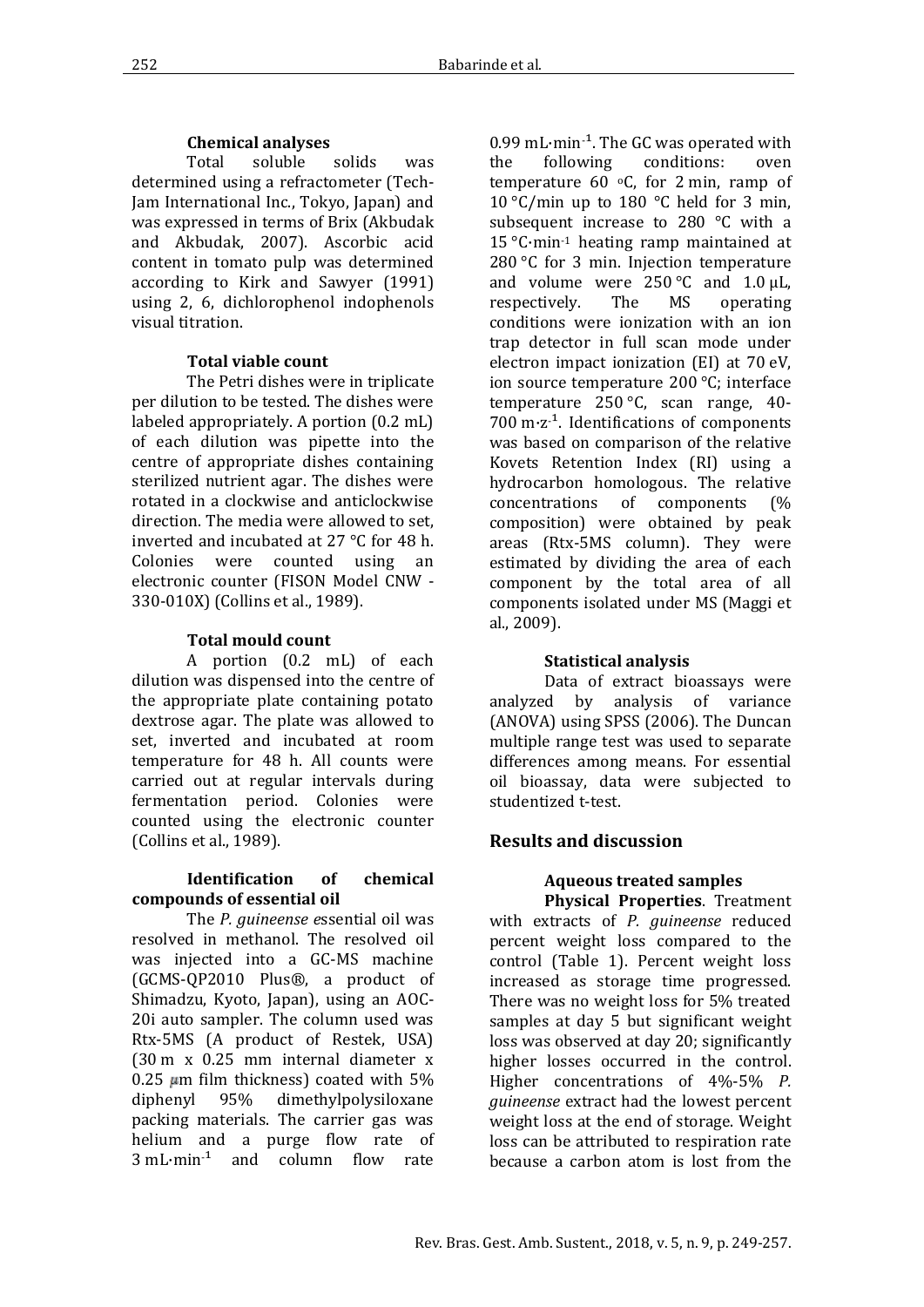### Chemical analyses

Total soluble solids was determined using a refractometer (Tech-Jam International Inc., Tokyo, Japan) and was expressed in terms of Brix (Akbudak and Akbudak, 2007). Ascorbic acid content in tomato pulp was determined according to Kirk and Sawyer (1991) using 2, 6, dichlorophenol indophenols visual titration.

### Total viable count

The Petri dishes were in triplicate per dilution to be tested. The dishes were labeled appropriately. A portion (0.2 mL) of each dilution was pipette into the centre of appropriate dishes containing sterilized nutrient agar. The dishes were rotated in a clockwise and anticlockwise direction. The media were allowed to set, inverted and incubated at 27 °C for 48 h. Colonies were counted using an electronic counter (FISON Model CNW - 330-010X) (Collins et al., 1989).

### Total mould count

A portion (0.2 mL) of each dilution was dispensed into the centre of the appropriate plate containing potato dextrose agar. The plate was allowed to set, inverted and incubated at room temperature for 48 h. All counts were carried out at regular intervals during fermentation period. Colonies were counted using the electronic counter (Collins et al., 1989).

### Identification of chemical compounds of essential oil

The *P. guineense e*ssential oil was resolved in methanol. The resolved oil was injected into a GC-MS machine (GCMS-QP2010 Plus®, a product of Shimadzu, Kyoto, Japan), using an AOC-20i auto sampler. The column used was Rtx-5MS (A product of Restek, USA) (30 m x 0.25 mm internal diameter x 0.25 µm film thickness) coated with 5% diphenyl 95% dimethylpolysiloxane packing materials. The carrier gas was helium and a purge flow rate of 3 mL·min$^{-1}$ and column flow rate 0.99 mL·min$^{-1}$. The GC was operated with the following conditions: oven temperature 60 °C, for 2 min, ramp of 10 °C/min up to 180 °C held for 3 min, subsequent increase to 280 °C with a 15 °C·min$^{-1}$ heating ramp maintained at 280 °C for 3 min. Injection temperature and volume were 250 °C and 1.0 µL, respectively. The MS operating conditions were ionization with an ion trap detector in full scan mode under electron impact ionization (EI) at 70 eV, ion source temperature 200 °C; interface temperature 250 °C, scan range, 40-700 m·z$^{-1}$. Identifications of components was based on comparison of the relative Kovets Retention Index (RI) using a hydrocarbon homologous. The relative concentrations of components (% composition) were obtained by peak areas (Rtx-5MS column). They were estimated by dividing the area of each component by the total area of all components isolated under MS (Maggi et al., 2009).

### Statistical analysis

Data of extract bioassays were analyzed by analysis of variance (ANOVA) using SPSS (2006). The Duncan multiple range test was used to separate differences among means. For essential oil bioassay, data were subjected to studentized t-test.

## Results and discussion

### Aqueous treated samples

**Physical Properties**. Treatment with extracts of *P. guineense* reduced percent weight loss compared to the control (Table 1). Percent weight loss increased as storage time progressed. There was no weight loss for 5% treated samples at day 5 but significant weight loss was observed at day 20; significantly higher losses occurred in the control. Higher concentrations of 4%-5% *P. guineense* extract had the lowest percent weight loss at the end of storage. Weight loss can be attributed to respiration rate because a carbon atom is lost from the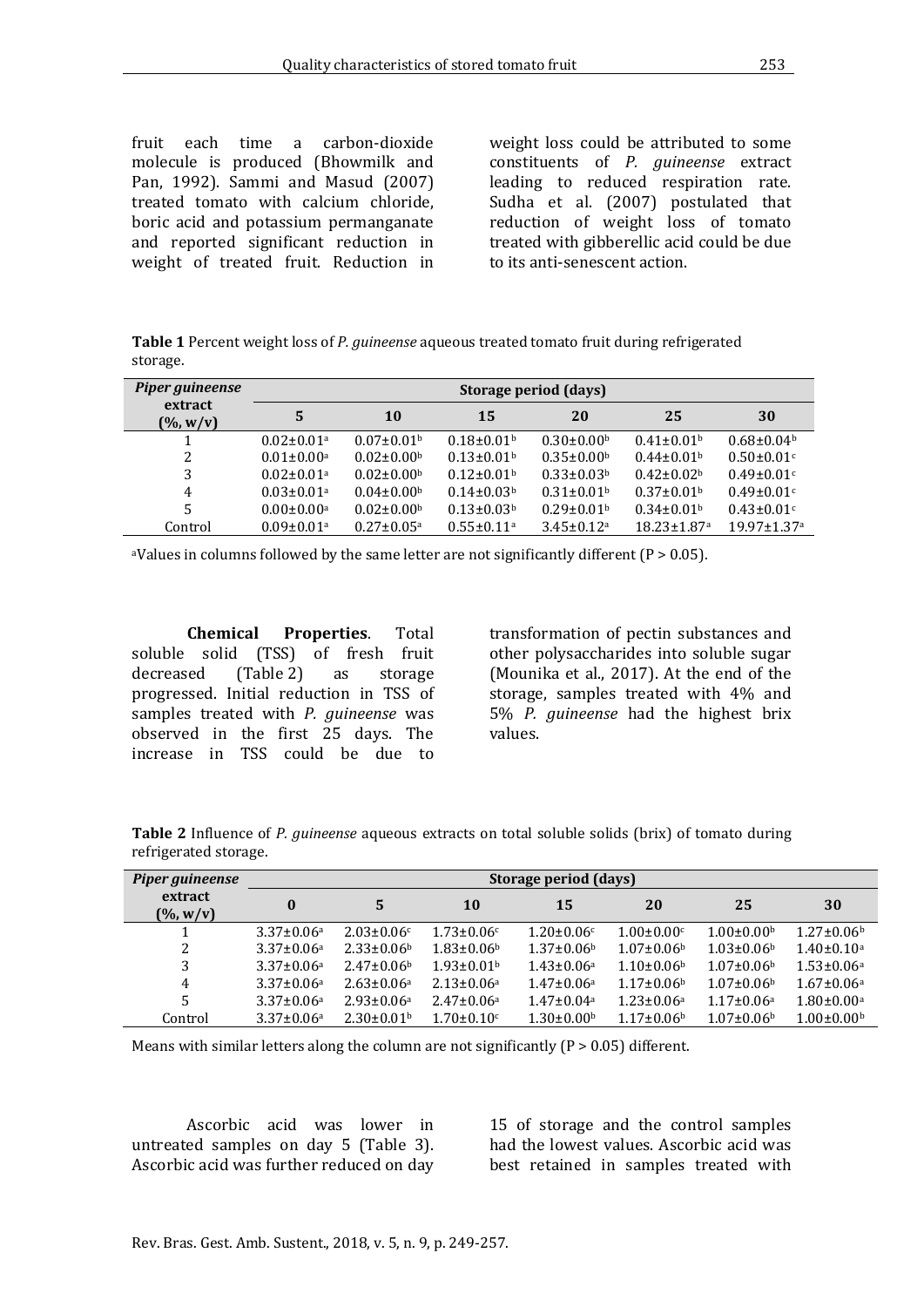fruit each time a carbon-dioxide molecule is produced (Bhowmilk and Pan, 1992). Sammi and Masud (2007) treated tomato with calcium chloride, boric acid and potassium permanganate and reported significant reduction in weight of treated fruit. Reduction in weight loss could be attributed to some constituents of *P. guineense* extract leading to reduced respiration rate. Sudha et al. (2007) postulated that reduction of weight loss of tomato treated with gibberellic acid could be due to its anti-senescent action.

**Table 1** Percent weight loss of *P. guineense* aqueous treated tomato fruit during refrigerated storage.

| *Piper guineense* extract (%, w/v) | Storage period (days) | | | | | |
|---|---|---|---|---|---|---|
| | **5** | **10** | **15** | **20** | **25** | **30** |
| 1 | 0.02±0.01[a] | 0.07±0.01[b] | 0.18±0.01[b] | 0.30±0.00[b] | 0.41±0.01[b] | 0.68±0.04[b] |
| 2 | 0.01±0.00[a] | 0.02±0.00[b] | 0.13±0.01[b] | 0.35±0.00[b] | 0.44±0.01[b] | 0.50±0.01[c] |
| 3 | 0.02±0.01[a] | 0.02±0.00[b] | 0.12±0.01[b] | 0.33±0.03[b] | 0.42±0.02[b] | 0.49±0.01[c] |
| 4 | 0.03±0.01[a] | 0.04±0.00[b] | 0.14±0.03[b] | 0.31±0.01[b] | 0.37±0.01[b] | 0.49±0.01[c] |
| 5 | 0.00±0.00[a] | 0.02±0.00[b] | 0.13±0.03[b] | 0.29±0.01[b] | 0.34±0.01[b] | 0.43±0.01[c] |
| Control | 0.09±0.01[a] | 0.27±0.05[a] | 0.55±0.11[a] | 3.45±0.12[a] | 18.23±1.87[a] | 19.97±1.37[a] |

[a]Values in columns followed by the same letter are not significantly different (P > 0.05).

**Chemical Properties**. Total soluble solid (TSS) of fresh fruit decreased (Table 2) as storage progressed. Initial reduction in TSS of samples treated with *P. guineense* was observed in the first 25 days. The increase in TSS could be due to transformation of pectin substances and other polysaccharides into soluble sugar (Mounika et al., 2017). At the end of the storage, samples treated with 4% and 5% *P. guineense* had the highest brix values.

**Table 2** Influence of *P. guineense* aqueous extracts on total soluble solids (brix) of tomato during refrigerated storage.

| *Piper guineense* extract (%, w/v) | Storage period (days) | | | | | | |
|---|---|---|---|---|---|---|---|
| | **0** | **5** | **10** | **15** | **20** | **25** | **30** |
| 1 | 3.37±0.06[a] | 2.03±0.06[c] | 1.73±0.06[c] | 1.20±0.06[c] | 1.00±0.00[c] | 1.00±0.00[b] | 1.27±0.06[b] |
| 2 | 3.37±0.06[a] | 2.33±0.06[b] | 1.83±0.06[b] | 1.37±0.06[b] | 1.07±0.06[b] | 1.03±0.06[b] | 1.40±0.10[a] |
| 3 | 3.37±0.06[a] | 2.47±0.06[b] | 1.93±0.01[b] | 1.43±0.06[a] | 1.10±0.06[b] | 1.07±0.06[b] | 1.53±0.06[a] |
| 4 | 3.37±0.06[a] | 2.63±0.06[a] | 2.13±0.06[a] | 1.47±0.06[a] | 1.17±0.06[b] | 1.07±0.06[b] | 1.67±0.06[a] |
| 5 | 3.37±0.06[a] | 2.93±0.06[a] | 2.47±0.06[a] | 1.47±0.04[a] | 1.23±0.06[a] | 1.17±0.06[a] | 1.80±0.00[a] |
| Control | 3.37±0.06[a] | 2.30±0.01[b] | 1.70±0.10[c] | 1.30±0.00[b] | 1.17±0.06[b] | 1.07±0.06[b] | 1.00±0.00[b] |

Means with similar letters along the column are not significantly (P > 0.05) different.

Ascorbic acid was lower in untreated samples on day 5 (Table 3). Ascorbic acid was further reduced on day 15 of storage and the control samples had the lowest values. Ascorbic acid was best retained in samples treated with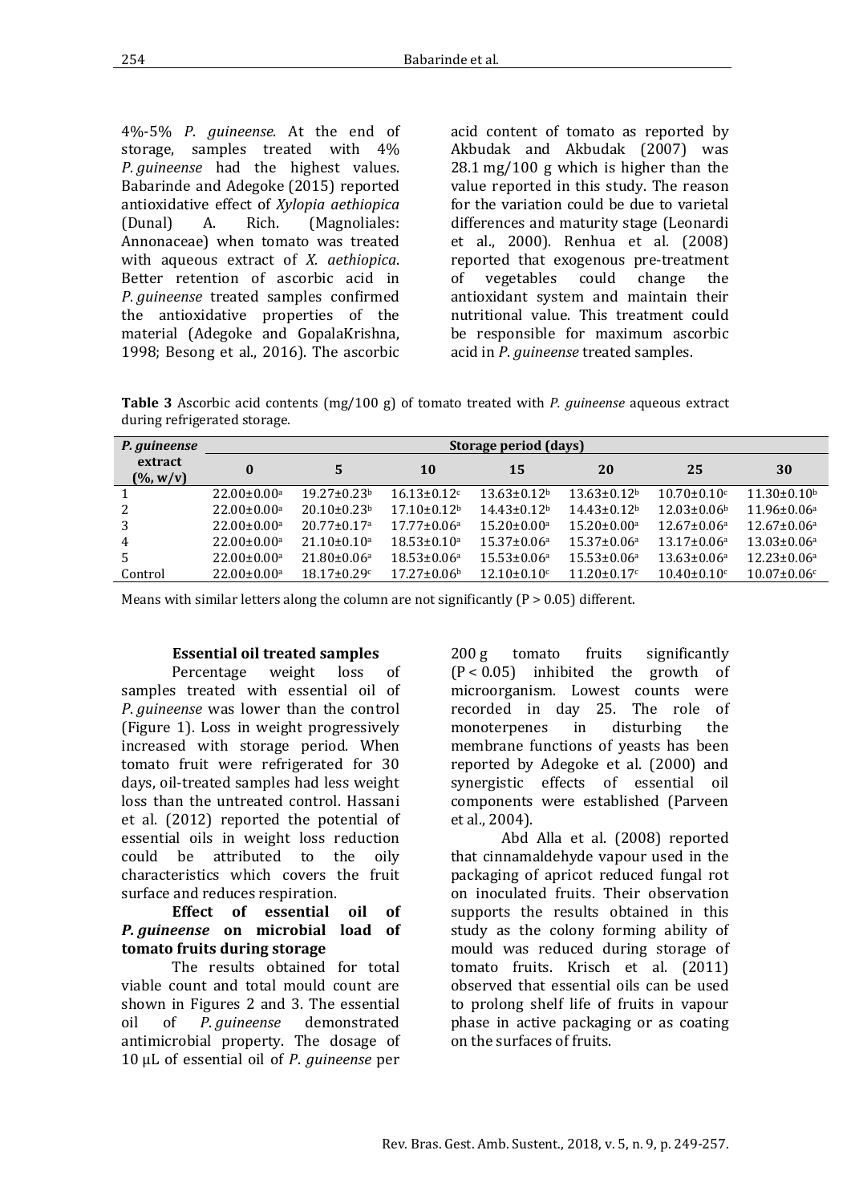4%-5% *P. guineense*. At the end of storage, samples treated with 4% *P. guineense* had the highest values. Babarinde and Adegoke (2015) reported antioxidative effect of *Xylopia aethiopica* (Dunal) A. Rich. (Magnoliales: Annonaceae) when tomato was treated with aqueous extract of *X. aethiopica*. Better retention of ascorbic acid in *P. guineense* treated samples confirmed the antioxidative properties of the material (Adegoke and GopalaKrishna, 1998; Besong et al., 2016). The ascorbic acid content of tomato as reported by Akbudak and Akbudak (2007) was 28.1 mg/100 g which is higher than the value reported in this study. The reason for the variation could be due to varietal differences and maturity stage (Leonardi et al., 2000). Renhua et al. (2008) reported that exogenous pre-treatment of vegetables could change the antioxidant system and maintain their nutritional value. This treatment could be responsible for maximum ascorbic acid in *P. guineense* treated samples.

**Table 3** Ascorbic acid contents (mg/100 g) of tomato treated with *P. guineense* aqueous extract during refrigerated storage.

| *P. guineense* extract (%, w/v) | Storage period (days) | | | | | | |
|---|---|---|---|---|---|---|---|
| | 0 | 5 | 10 | 15 | 20 | 25 | 30 |
| 1 | 22.00±0.00[a] | 19.27±0.23[b] | 16.13±0.12[c] | 13.63±0.12[b] | 13.63±0.12[b] | 10.70±0.10[c] | 11.30±0.10[b] |
| 2 | 22.00±0.00[a] | 20.10±0.23[b] | 17.10±0.12[b] | 14.43±0.12[b] | 14.43±0.12[b] | 12.03±0.06[b] | 11.96±0.06[a] |
| 3 | 22.00±0.00[a] | 20.77±0.17[a] | 17.77±0.06[a] | 15.20±0.00[a] | 15.20±0.00[a] | 12.67±0.06[a] | 12.67±0.06[a] |
| 4 | 22.00±0.00[a] | 21.10±0.10[a] | 18.53±0.10[a] | 15.37±0.06[a] | 15.37±0.06[a] | 13.17±0.06[a] | 13.03±0.06[a] |
| 5 | 22.00±0.00[a] | 21.80±0.06[a] | 18.53±0.06[a] | 15.53±0.06[a] | 15.53±0.06[a] | 13.63±0.06[a] | 12.23±0.06[a] |
| Control | 22.00±0.00[a] | 18.17±0.29[c] | 17.27±0.06[b] | 12.10±0.10[c] | 11.20±0.17[c] | 10.40±0.10[c] | 10.07±0.06[c] |

Means with similar letters along the column are not significantly ($P > 0.05$) different.

**Essential oil treated samples**

Percentage weight loss of samples treated with essential oil of *P. guineense* was lower than the control (Figure 1). Loss in weight progressively increased with storage period. When tomato fruit were refrigerated for 30 days, oil-treated samples had less weight loss than the untreated control. Hassani et al. (2012) reported the potential of essential oils in weight loss reduction could be attributed to the oily characteristics which covers the fruit surface and reduces respiration.

**Effect of essential oil of *P. guineense* on microbial load of tomato fruits during storage**

The results obtained for total viable count and total mould count are shown in Figures 2 and 3. The essential oil of *P. guineense* demonstrated antimicrobial property. The dosage of 10 μL of essential oil of *P. guineense* per 200 g tomato fruits significantly ($P < 0.05$) inhibited the growth of microorganism. Lowest counts were recorded in day 25. The role of monoterpenes in disturbing the membrane functions of yeasts has been reported by Adegoke et al. (2000) and synergistic effects of essential oil components were established (Parveen et al., 2004).

Abd Alla et al. (2008) reported that cinnamaldehyde vapour used in the packaging of apricot reduced fungal rot on inoculated fruits. Their observation supports the results obtained in this study as the colony forming ability of mould was reduced during storage of tomato fruits. Krisch et al. (2011) observed that essential oils can be used to prolong shelf life of fruits in vapour phase in active packaging or as coating on the surfaces of fruits.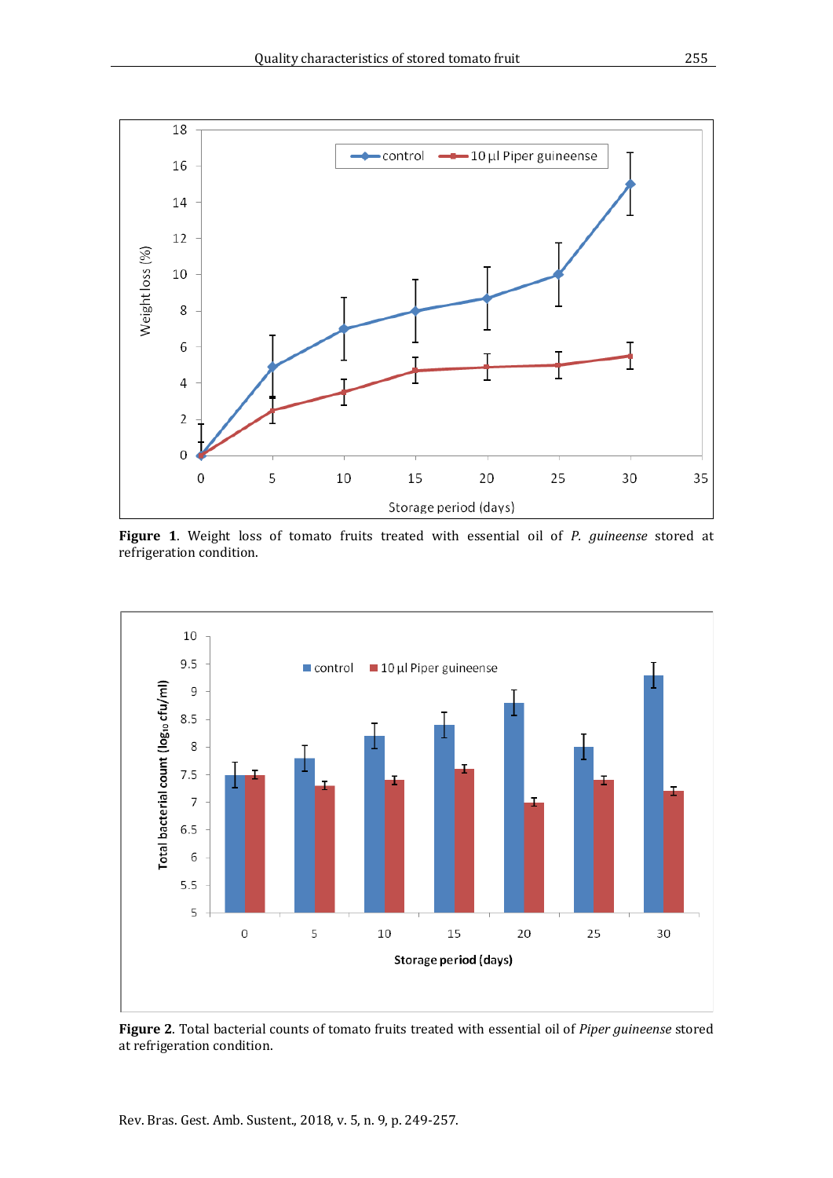**Figure 1**. Weight loss of tomato fruits treated with essential oil of *P. guineense* stored at refrigeration condition.

**Figure 2**. Total bacterial counts of tomato fruits treated with essential oil of *Piper guineense* stored at refrigeration condition.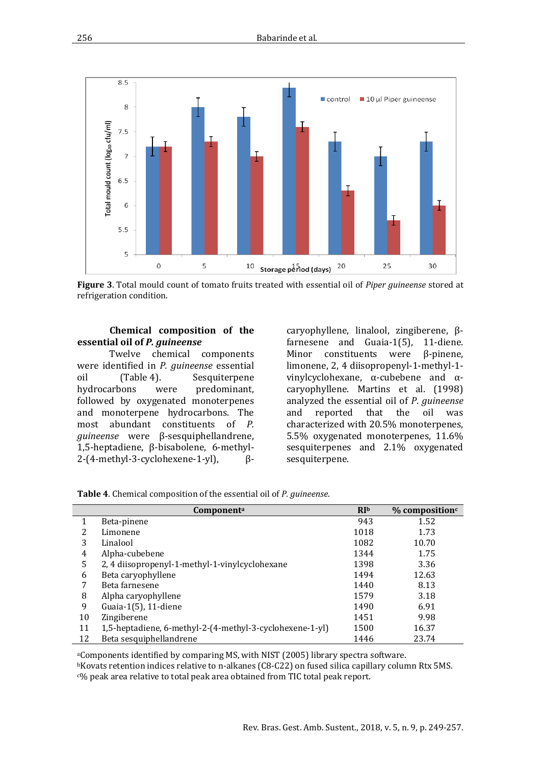**Figure 3**. Total mould count of tomato fruits treated with essential oil of *Piper guineense* stored at refrigeration condition.

**Chemical composition of the essential oil of *P. guineense***

Twelve chemical components were identified in *P. guineense* essential oil (Table 4). Sesquiterpene hydrocarbons were predominant, followed by oxygenated monoterpenes and monoterpene hydrocarbons. The most abundant constituents of *P. guineense* were β-sesquiphellandrene, 1,5-heptadiene, β-bisabolene, 6-methyl-2-(4-methyl-3-cyclohexene-1-yl), β-caryophyllene, linalool, zingiberene, β-farnesene and Guaia-1(5), 11-diene. Minor constituents were β-pinene, limonene, 2, 4 diisopropenyl-1-methyl-1-vinylcyclohexane, α-cubebene and α-caryophyllene. Martins et al. (1998) analyzed the essential oil of *P. guineense* and reported that the oil was characterized with 20.5% monoterpenes, 5.5% oxygenated monoterpenes, 11.6% sesquiterpenes and 2.1% oxygenated sesquiterpene.

**Table 4**. Chemical composition of the essential oil of *P. guineense*.

| | Component[a] | RI[b] | % composition[c] |
|---|---|---|---|
| 1 | Beta-pinene | 943 | 1.52 |
| 2 | Limonene | 1018 | 1.73 |
| 3 | Linalool | 1082 | 10.70 |
| 4 | Alpha-cubebene | 1344 | 1.75 |
| 5 | 2, 4 diisopropenyl-1-methyl-1-vinylcyclohexane | 1398 | 3.36 |
| 6 | Beta caryophyllene | 1494 | 12.63 |
| 7 | Beta farnesene | 1440 | 8.13 |
| 8 | Alpha caryophyllene | 1579 | 3.18 |
| 9 | Guaia-1(5), 11-diene | 1490 | 6.91 |
| 10 | Zingiberene | 1451 | 9.98 |
| 11 | 1,5-heptadiene, 6-methyl-2-(4-methyl-3-cyclohexene-1-yl) | 1500 | 16.37 |
| 12 | Beta sesquiphellandrene | 1446 | 23.74 |

[a]Components identified by comparing MS, with NIST (2005) library spectra software.
[b]Kovats retention indices relative to n-alkanes (C8-C22) on fused silica capillary column Rtx 5MS.
[c]% peak area relative to total peak area obtained from TIC total peak report.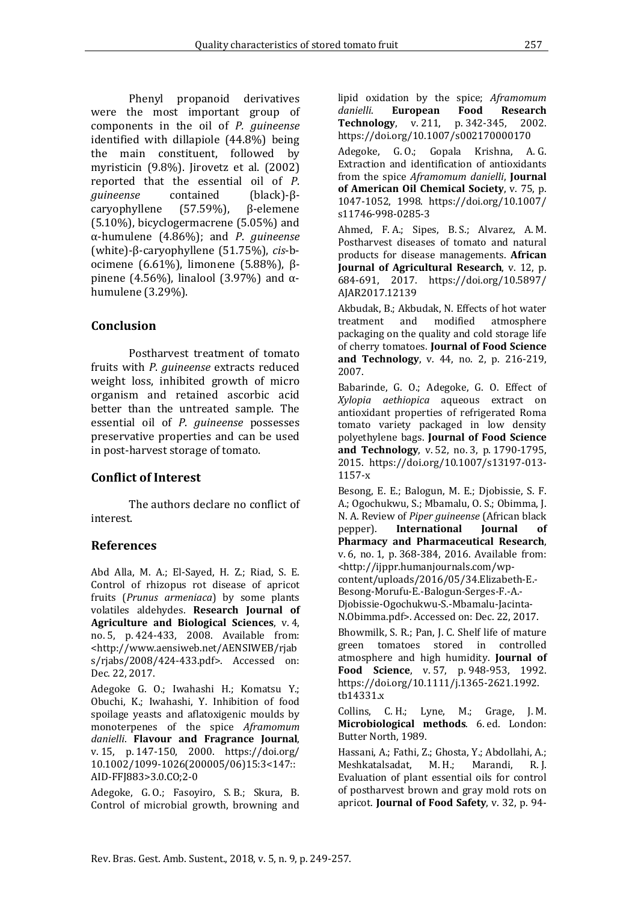Phenyl propanoid derivatives were the most important group of components in the oil of *P. guineense* identified with dillapiole (44.8%) being the main constituent, followed by myristicin (9.8%). Jirovetz et al. (2002) reported that the essential oil of *P. guineense* contained (black)-β-caryophyllene (57.59%), β-elemene (5.10%), bicyclogermacrene (5.05%) and α-humulene (4.86%); and *P. guineense* (white)-β-caryophyllene (51.75%), *cis*-b-ocimene (6.61%), limonene (5.88%), β-pinene (4.56%), linalool (3.97%) and α-humulene (3.29%).

## Conclusion

Postharvest treatment of tomato fruits with *P. guineense* extracts reduced weight loss, inhibited growth of micro organism and retained ascorbic acid better than the untreated sample. The essential oil of *P. guineense* possesses preservative properties and can be used in post-harvest storage of tomato.

## Conflict of Interest

The authors declare no conflict of interest.

## References

Abd Alla, M. A.; El-Sayed, H. Z.; Riad, S. E. Control of rhizopus rot disease of apricot fruits (*Prunus armeniaca*) by some plants volatiles aldehydes. **Research Journal of Agriculture and Biological Sciences**, v. 4, no. 5, p. 424-433, 2008. Available from: <http://www.aensiweb.net/AENSIWEB/rjabs/rjabs/2008/424-433.pdf>. Accessed on: Dec. 22, 2017.

Adegoke G. O.; Iwahashi H.; Komatsu Y.; Obuchi, K.; Iwahashi, Y. Inhibition of food spoilage yeasts and aflatoxigenic moulds by monoterpenes of the spice *Aframomum danielli*. **Flavour and Fragrance Journal**, v. 15, p. 147-150, 2000. https://doi.org/10.1002/1099-1026(200005/06)15:3<147::AID-FFJ883>3.0.CO;2-0

Adegoke, G. O.; Fasoyiro, S. B.; Skura, B. Control of microbial growth, browning and lipid oxidation by the spice; *Aframomum danielli*. **European Food Research Technology**, v. 211, p. 342-345, 2002. https://doi.org/10.1007/s002170000170

Adegoke, G. O.; Gopala Krishna, A. G. Extraction and identification of antioxidants from the spice *Aframomum danielli*, **Journal of American Oil Chemical Society**, v. 75, p. 1047-1052, 1998. https://doi.org/10.1007/s11746-998-0285-3

Ahmed, F. A.; Sipes, B. S.; Alvarez, A. M. Postharvest diseases of tomato and natural products for disease managements. **African Journal of Agricultural Research**, v. 12, p. 684-691, 2017. https://doi.org/10.5897/AJAR2017.12139

Akbudak, B.; Akbudak, N. Effects of hot water treatment and modified atmosphere packaging on the quality and cold storage life of cherry tomatoes. **Journal of Food Science and Technology**, v. 44, no. 2, p. 216-219, 2007.

Babarinde, G. O.; Adegoke, G. O. Effect of *Xylopia aethiopica* aqueous extract on antioxidant properties of refrigerated Roma tomato variety packaged in low density polyethylene bags. **Journal of Food Science and Technology**, v. 52, no. 3, p. 1790-1795, 2015. https://doi.org/10.1007/s13197-013-1157-x

Besong, E. E.; Balogun, M. E.; Djobissie, S. F. A.; Ogochukwu, S.; Mbamalu, O. S.; Obimma, J. N. A. Review of *Piper guineense* (African black pepper). **International Journal of Pharmacy and Pharmaceutical Research**, v. 6, no. 1, p. 368-384, 2016. Available from: <http://ijppr.humanjournals.com/wp-content/uploads/2016/05/34.Elizabeth-E.-Besong-Morufu-E.-Balogun-Serges-F.-A.-Djobissie-Ogochukwu-S.-Mbamalu-Jacinta-N.Obimma.pdf>. Accessed on: Dec. 22, 2017.

Bhowmilk, S. R.; Pan, J. C. Shelf life of mature green tomatoes stored in controlled atmosphere and high humidity. **Journal of Food Science**, v. 57, p. 948-953, 1992. https://doi.org/10.1111/j.1365-2621.1992.tb14331.x

Collins, C. H.; Lyne, M.; Grage, J. M. **Microbiological methods**. 6. ed. London: Butter North, 1989.

Hassani, A.; Fathi, Z.; Ghosta, Y.; Abdollahi, A.; Meshkatalsadat, M. H.; Marandi, R. J. Evaluation of plant essential oils for control of postharvest brown and gray mold rots on apricot. **Journal of Food Safety**, v. 32, p. 94-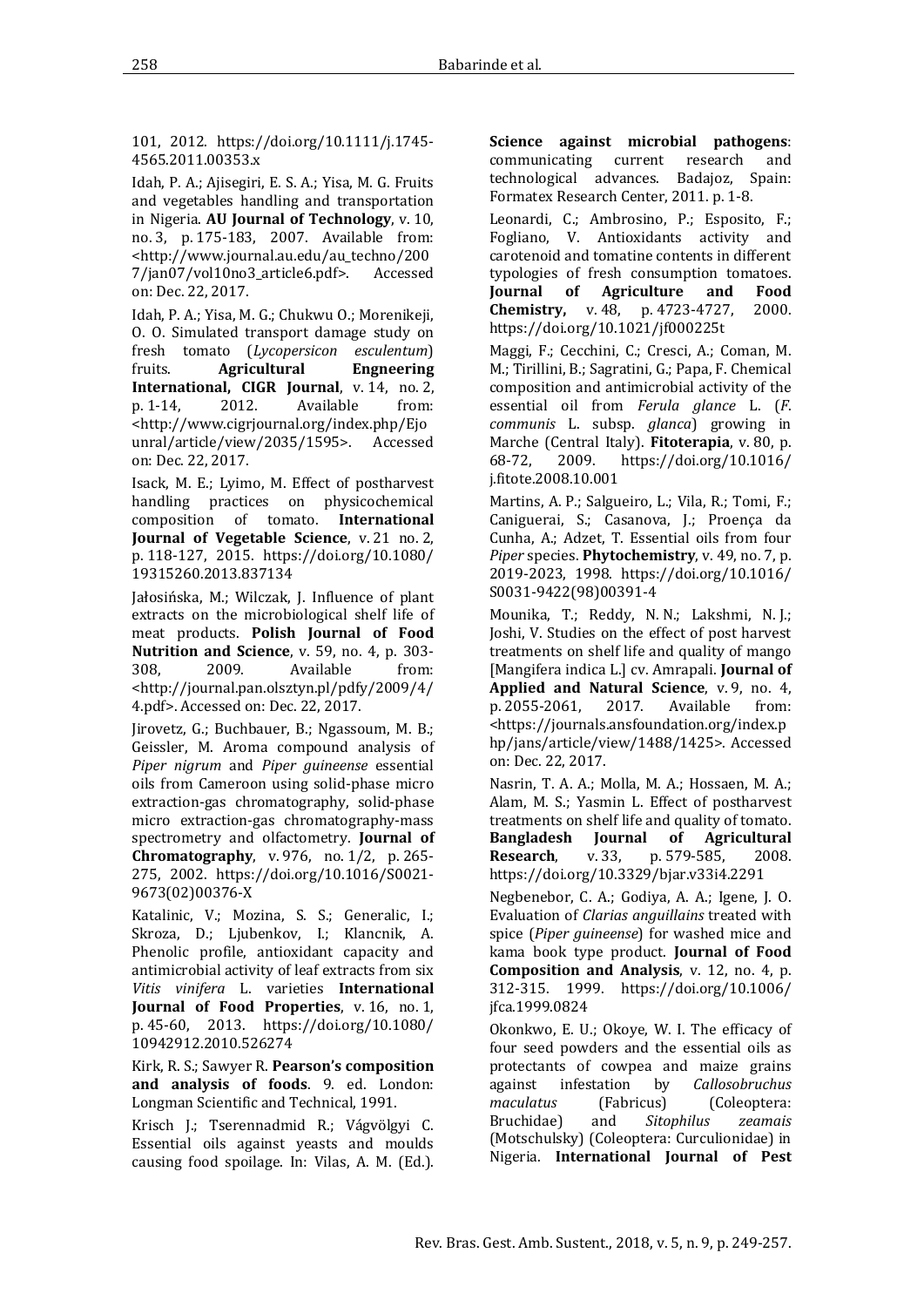101, 2012. https://doi.org/10.1111/j.1745-4565.2011.00353.x

Idah, P. A.; Ajisegiri, E. S. A.; Yisa, M. G. Fruits and vegetables handling and transportation in Nigeria. **AU Journal of Technology**, v. 10, no. 3, p. 175-183, 2007. Available from: <http://www.journal.au.edu/au_techno/2007/jan07/vol10no3_article6.pdf>. Accessed on: Dec. 22, 2017.

Idah, P. A.; Yisa, M. G.; Chukwu O.; Morenikeji, O. O. Simulated transport damage study on fresh tomato (*Lycopersicon esculentum*) fruits. **Agricultural Engneering International, CIGR Journal**, v. 14, no. 2, p. 1-14, 2012. Available from: <http://www.cigrjournal.org/index.php/Ejounral/article/view/2035/1595>. Accessed on: Dec. 22, 2017.

Isack, M. E.; Lyimo, M. Effect of postharvest handling practices on physicochemical composition of tomato. **International Journal of Vegetable Science**, v. 21 no. 2, p. 118-127, 2015. https://doi.org/10.1080/19315260.2013.837134

Jałosińska, M.; Wilczak, J. Influence of plant extracts on the microbiological shelf life of meat products. **Polish Journal of Food Nutrition and Science**, v. 59, no. 4, p. 303-308, 2009. Available from: <http://journal.pan.olsztyn.pl/pdfy/2009/4/4.pdf>. Accessed on: Dec. 22, 2017.

Jirovetz, G.; Buchbauer, B.; Ngassoum, M. B.; Geissler, M. Aroma compound analysis of *Piper nigrum* and *Piper guineense* essential oils from Cameroon using solid-phase micro extraction-gas chromatography, solid-phase micro extraction-gas chromatography-mass spectrometry and olfactometry. **Journal of Chromatography**, v. 976, no. 1/2, p. 265-275, 2002. https://doi.org/10.1016/S0021-9673(02)00376-X

Katalinic, V.; Mozina, S. S.; Generalic, I.; Skroza, D.; Ljubenkov, I.; Klancnik, A. Phenolic profile, antioxidant capacity and antimicrobial activity of leaf extracts from six *Vitis vinifera* L. varieties **International Journal of Food Properties**, v. 16, no. 1, p. 45-60, 2013. https://doi.org/10.1080/10942912.2010.526274

Kirk, R. S.; Sawyer R. **Pearson's composition and analysis of foods**. 9. ed. London: Longman Scientific and Technical, 1991.

Krisch J.; Tserennadmid R.; Vágvölgyi C. Essential oils against yeasts and moulds causing food spoilage. In: Vilas, A. M. (Ed.). **Science against microbial pathogens**: communicating current research and technological advances. Badajoz, Spain: Formatex Research Center, 2011. p. 1-8.

Leonardi, C.; Ambrosino, P.; Esposito, F.; Fogliano, V. Antioxidants activity and carotenoid and tomatine contents in different typologies of fresh consumption tomatoes. **Journal of Agriculture and Food Chemistry,** v. 48, p. 4723-4727, 2000. https://doi.org/10.1021/jf000225t

Maggi, F.; Cecchini, C.; Cresci, A.; Coman, M. M.; Tirillini, B.; Sagratini, G.; Papa, F. Chemical composition and antimicrobial activity of the essential oil from *Ferula glance* L. (*F. communis* L. subsp. *glanca*) growing in Marche (Central Italy). **Fitoterapia**, v. 80, p. 68-72, 2009. https://doi.org/10.1016/j.fitote.2008.10.001

Martins, A. P.; Salgueiro, L.; Vila, R.; Tomi, F.; Caniguerai, S.; Casanova, J.; Proença da Cunha, A.; Adzet, T. Essential oils from four *Piper* species. **Phytochemistry**, v. 49, no. 7, p. 2019-2023, 1998. https://doi.org/10.1016/S0031-9422(98)00391-4

Mounika, T.; Reddy, N. N.; Lakshmi, N. J.; Joshi, V. Studies on the effect of post harvest treatments on shelf life and quality of mango [Mangifera indica L.] cv. Amrapali. **Journal of Applied and Natural Science**, v. 9, no. 4, p. 2055-2061, 2017. Available from: <https://journals.ansfoundation.org/index.php/jans/article/view/1488/1425>. Accessed on: Dec. 22, 2017.

Nasrin, T. A. A.; Molla, M. A.; Hossaen, M. A.; Alam, M. S.; Yasmin L. Effect of postharvest treatments on shelf life and quality of tomato. **Bangladesh Journal of Agricultural Research**, v. 33, p. 579-585, 2008. https://doi.org/10.3329/bjar.v33i4.2291

Negbenebor, C. A.; Godiya, A. A.; Igene, J. O. Evaluation of *Clarias anguillains* treated with spice (*Piper guineense*) for washed mice and kama book type product. **Journal of Food Composition and Analysis**, v. 12, no. 4, p. 312-315. 1999. https://doi.org/10.1006/jfca.1999.0824

Okonkwo, E. U.; Okoye, W. I. The efficacy of four seed powders and the essential oils as protectants of cowpea and maize grains against infestation by *Callosobruchus maculatus* (Fabricus) (Coleoptera: Bruchidae) and *Sitophilus zeamais* (Motschulsky) (Coleoptera: Curculionidae) in Nigeria. **International Journal of Pest**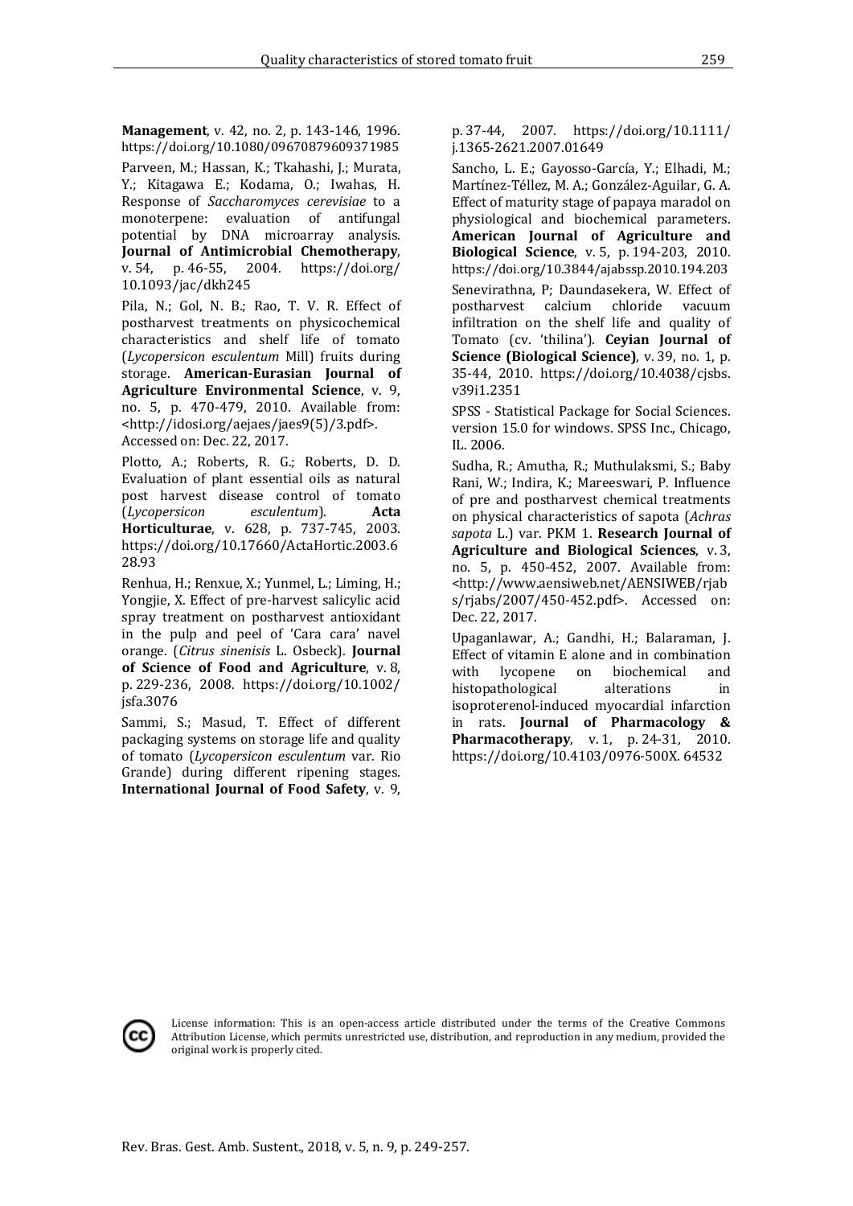**Management**, v. 42, no. 2, p. 143-146, 1996. https://doi.org/10.1080/09670879609371985

Parveen, M.; Hassan, K.; Tkahashi, J.; Murata, Y.; Kitagawa E.; Kodama, O.; Iwahas, H. Response of *Saccharomyces cerevisiae* to a monoterpene: evaluation of antifungal potential by DNA microarray analysis. **Journal of Antimicrobial Chemotherapy**, v. 54, p. 46-55, 2004. https://doi.org/10.1093/jac/dkh245

Pila, N.; Gol, N. B.; Rao, T. V. R. Effect of postharvest treatments on physicochemical characteristics and shelf life of tomato (*Lycopersicon esculentum* Mill) fruits during storage. **American-Eurasian Journal of Agriculture Environmental Science**, v. 9, no. 5, p. 470-479, 2010. Available from: <http://idosi.org/aejaes/jaes9(5)/3.pdf>. Accessed on: Dec. 22, 2017.

Plotto, A.; Roberts, R. G.; Roberts, D. D. Evaluation of plant essential oils as natural post harvest disease control of tomato (*Lycopersicon esculentum*). **Acta Horticulturae**, v. 628, p. 737-745, 2003. https://doi.org/10.17660/ActaHortic.2003.628.93

Renhua, H.; Renxue, X.; Yunmel, L.; Liming, H.; Yongjie, X. Effect of pre-harvest salicylic acid spray treatment on postharvest antioxidant in the pulp and peel of 'Cara cara' navel orange. (*Citrus sinenisis* L. Osbeck). **Journal of Science of Food and Agriculture**, v. 8, p. 229-236, 2008. https://doi.org/10.1002/jsfa.3076

Sammi, S.; Masud, T. Effect of different packaging systems on storage life and quality of tomato (*Lycopersicon esculentum* var. Rio Grande) during different ripening stages. **International Journal of Food Safety**, v. 9, p. 37-44, 2007. https://doi.org/10.1111/j.1365-2621.2007.01649

Sancho, L. E.; Gayosso-García, Y.; Elhadi, M.; Martínez-Téllez, M. A.; González-Aguilar, G. A. Effect of maturity stage of papaya maradol on physiological and biochemical parameters. **American Journal of Agriculture and Biological Science**, v. 5, p. 194-203, 2010. https://doi.org/10.3844/ajabssp.2010.194.203

Senevirathna, P; Daundasekera, W. Effect of postharvest calcium chloride vacuum infiltration on the shelf life and quality of Tomato (cv. 'thilina'). **Ceyian Journal of Science (Biological Science)**, v. 39, no. 1, p. 35-44, 2010. https://doi.org/10.4038/cjsbs.v39i1.2351

SPSS - Statistical Package for Social Sciences. version 15.0 for windows. SPSS Inc., Chicago, IL. 2006.

Sudha, R.; Amutha, R.; Muthulaksmi, S.; Baby Rani, W.; Indira, K.; Mareeswari, P. Influence of pre and postharvest chemical treatments on physical characteristics of sapota (*Achras sapota* L.) var. PKM 1. **Research Journal of Agriculture and Biological Sciences**, v. 3, no. 5, p. 450-452, 2007. Available from: <http://www.aensiweb.net/AENSIWEB/rjabs/rjabs/2007/450-452.pdf>. Accessed on: Dec. 22, 2017.

Upaganlawar, A.; Gandhi, H.; Balaraman, J. Effect of vitamin E alone and in combination with lycopene on biochemical and histopathological alterations in isoproterenol-induced myocardial infarction in rats. **Journal of Pharmacology & Pharmacotherapy**, v. 1, p. 24-31, 2010. https://doi.org/10.4103/0976-500X. 64532

License information: This is an open-access article distributed under the terms of the Creative Commons Attribution License, which permits unrestricted use, distribution, and reproduction in any medium, provided the original work is properly cited.